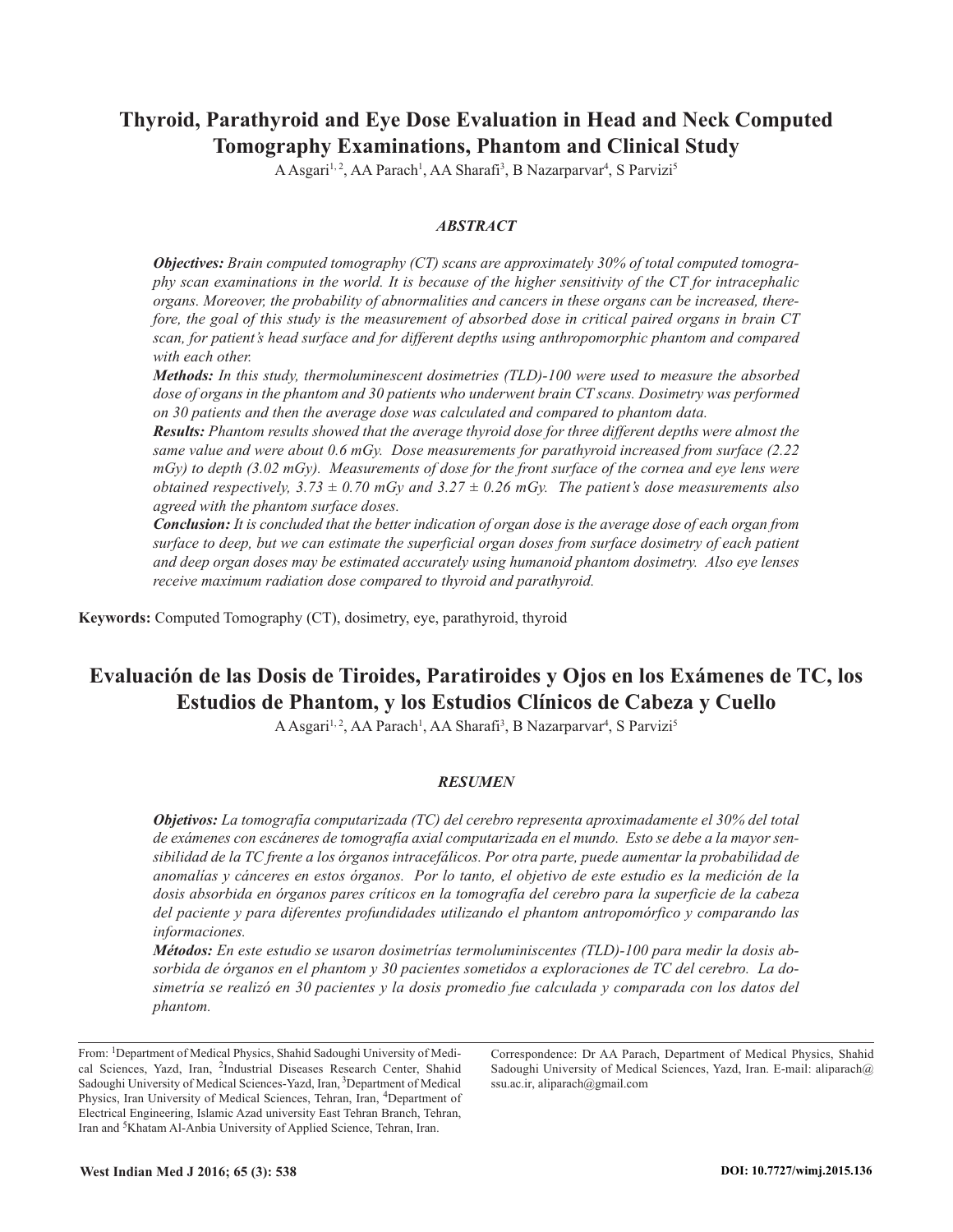# Thyroid, Parathyroid and Eye Dose Evaluation in Head and Neck Computed Tomography Examinations, Phantom and Clinical Study

A Asgari[1, 2], AA Parach[1], AA Sharafi[3], B Nazarparvar[4], S Parvizi[5]

## ABSTRACT

***Objectives:*** *Brain computed tomography (CT) scans are approximately 30% of total computed tomography scan examinations in the world. It is because of the higher sensitivity of the CT for intracephalic organs. Moreover, the probability of abnormalities and cancers in these organs can be increased, therefore, the goal of this study is the measurement of absorbed dose in critical paired organs in brain CT scan, for patient's head surface and for different depths using anthropomorphic phantom and compared with each other.*

***Methods:*** *In this study, thermoluminescent dosimetries (TLD)-100 were used to measure the absorbed dose of organs in the phantom and 30 patients who underwent brain CT scans. Dosimetry was performed on 30 patients and then the average dose was calculated and compared to phantom data.*

***Results:*** *Phantom results showed that the average thyroid dose for three different depths were almost the same value and were about 0.6 mGy. Dose measurements for parathyroid increased from surface (2.22 mGy) to depth (3.02 mGy). Measurements of dose for the front surface of the cornea and eye lens were obtained respectively, 3.73 ± 0.70 mGy and 3.27 ± 0.26 mGy. The patient's dose measurements also agreed with the phantom surface doses.*

***Conclusion:*** *It is concluded that the better indication of organ dose is the average dose of each organ from surface to deep, but we can estimate the superficial organ doses from surface dosimetry of each patient and deep organ doses may be estimated accurately using humanoid phantom dosimetry. Also eye lenses receive maximum radiation dose compared to thyroid and parathyroid.*

**Keywords:** Computed Tomography (CT), dosimetry, eye, parathyroid, thyroid

# Evaluación de las Dosis de Tiroides, Paratiroides y Ojos en los Exámenes de TC, los Estudios de Phantom, y los Estudios Clínicos de Cabeza y Cuello

A Asgari[1, 2], AA Parach[1], AA Sharafi[3], B Nazarparvar[4], S Parvizi[5]

## RESUMEN

***Objetivos:*** *La tomografía computarizada (TC) del cerebro representa aproximadamente el 30% del total de exámenes con escáneres de tomografía axial computarizada en el mundo. Esto se debe a la mayor sensibilidad de la TC frente a los órganos intracefálicos. Por otra parte, puede aumentar la probabilidad de anomalías y cánceres en estos órganos. Por lo tanto, el objetivo de este estudio es la medición de la dosis absorbida en órganos pares críticos en la tomografía del cerebro para la superficie de la cabeza del paciente y para diferentes profundidades utilizando el phantom antropomórfico y comparando las informaciones.*

***Métodos:*** *En este estudio se usaron dosimetrías termoluminiscentes (TLD)-100 para medir la dosis absorbida de órganos en el phantom y 30 pacientes sometidos a exploraciones de TC del cerebro. La dosimetría se realizó en 30 pacientes y la dosis promedio fue calculada y comparada con los datos del phantom.*

From: [1]Department of Medical Physics, Shahid Sadoughi University of Medical Sciences, Yazd, Iran, [2]Industrial Diseases Research Center, Shahid Sadoughi University of Medical Sciences-Yazd, Iran, [3]Department of Medical Physics, Iran University of Medical Sciences, Tehran, Iran, [4]Department of Electrical Engineering, Islamic Azad university East Tehran Branch, Tehran, Iran and [5]Khatam Al-Anbia University of Applied Science, Tehran, Iran.

Correspondence: Dr AA Parach, Department of Medical Physics, Shahid Sadoughi University of Medical Sciences, Yazd, Iran. E-mail: aliparach@ssu.ac.ir, aliparach@gmail.com

DOI: 10.7727/wimj.2015.136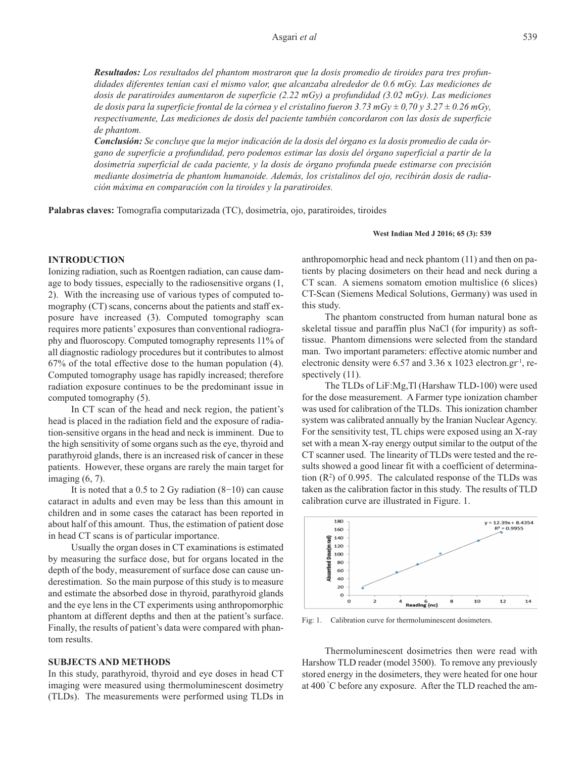***Resultados:*** *Los resultados del phantom mostraron que la dosis promedio de tiroides para tres profundidades diferentes tenían casi el mismo valor, que alcanzaba alrededor de 0.6 mGy. Las mediciones de dosis de paratiroides aumentaron de superficie (2.22 mGy) a profundidad (3.02 mGy). Las mediciones de dosis para la superficie frontal de la córnea y el cristalino fueron 3.73 mGy ± 0,70 y 3.27 ± 0.26 mGy, respectivamente, Las mediciones de dosis del paciente también concordaron con las dosis de superficie de phantom.*

***Conclusión:*** *Se concluye que la mejor indicación de la dosis del órgano es la dosis promedio de cada órgano de superficie a profundidad, pero podemos estimar las dosis del órgano superficial a partir de la dosimetría superficial de cada paciente, y la dosis de órgano profunda puede estimarse con precisión mediante dosimetría de phantom humanoide. Además, los cristalinos del ojo, recibirán dosis de radiación máxima en comparación con la tiroides y la paratiroides.*

**Palabras claves:** Tomografía computarizada (TC), dosimetría, ojo, paratiroides, tiroides

## INTRODUCTION

Ionizing radiation, such as Roentgen radiation, can cause damage to body tissues, especially to the radiosensitive organs (1, 2). With the increasing use of various types of computed tomography (CT) scans, concerns about the patients and staff exposure have increased (3). Computed tomography scan requires more patients' exposures than conventional radiography and fluoroscopy. Computed tomography represents 11% of all diagnostic radiology procedures but it contributes to almost 67% of the total effective dose to the human population (4). Computed tomography usage has rapidly increased; therefore radiation exposure continues to be the predominant issue in computed tomography (5).

In CT scan of the head and neck region, the patient's head is placed in the radiation field and the exposure of radiation-sensitive organs in the head and neck is imminent. Due to the high sensitivity of some organs such as the eye, thyroid and parathyroid glands, there is an increased risk of cancer in these patients. However, these organs are rarely the main target for imaging (6, 7).

It is noted that a 0.5 to 2 Gy radiation (8−10) can cause cataract in adults and even may be less than this amount in children and in some cases the cataract has been reported in about half of this amount. Thus, the estimation of patient dose in head CT scans is of particular importance.

Usually the organ doses in CT examinations is estimated by measuring the surface dose, but for organs located in the depth of the body, measurement of surface dose can cause underestimation. So the main purpose of this study is to measure and estimate the absorbed dose in thyroid, parathyroid glands and the eye lens in the CT experiments using anthropomorphic phantom at different depths and then at the patient's surface. Finally, the results of patient's data were compared with phantom results.

## SUBJECTS AND METHODS

In this study, parathyroid, thyroid and eye doses in head CT imaging were measured using thermoluminescent dosimetry (TLDs). The measurements were performed using TLDs in anthropomorphic head and neck phantom (11) and then on patients by placing dosimeters on their head and neck during a CT scan. A siemens somatom emotion multislice (6 slices) CT-Scan (Siemens Medical Solutions, Germany) was used in this study.

The phantom constructed from human natural bone as skeletal tissue and paraffin plus NaCl (for impurity) as soft-tissue. Phantom dimensions were selected from the standard man. Two important parameters: effective atomic number and electronic density were 6.57 and 3.36 x 1023 electron.gr$^{-1}$, respectively (11).

The TLDs of LiF:Mg,Tl (Harshaw TLD-100) were used for the dose measurement. A Farmer type ionization chamber was used for calibration of the TLDs. This ionization chamber system was calibrated annually by the Iranian Nuclear Agency. For the sensitivity test, TL chips were exposed using an X-ray set with a mean X-ray energy output similar to the output of the CT scanner used. The linearity of TLDs were tested and the results showed a good linear fit with a coefficient of determination ($R^2$) of 0.995. The calculated response of the TLDs was taken as the calibration factor in this study. The results of TLD calibration curve are illustrated in Figure. 1.

Fig: 1. Calibration curve for thermoluminescent dosimeters.

Thermoluminescent dosimetries then were read with Harshow TLD reader (model 3500). To remove any previously stored energy in the dosimeters, they were heated for one hour at 400 °C before any exposure. After the TLD reached the am-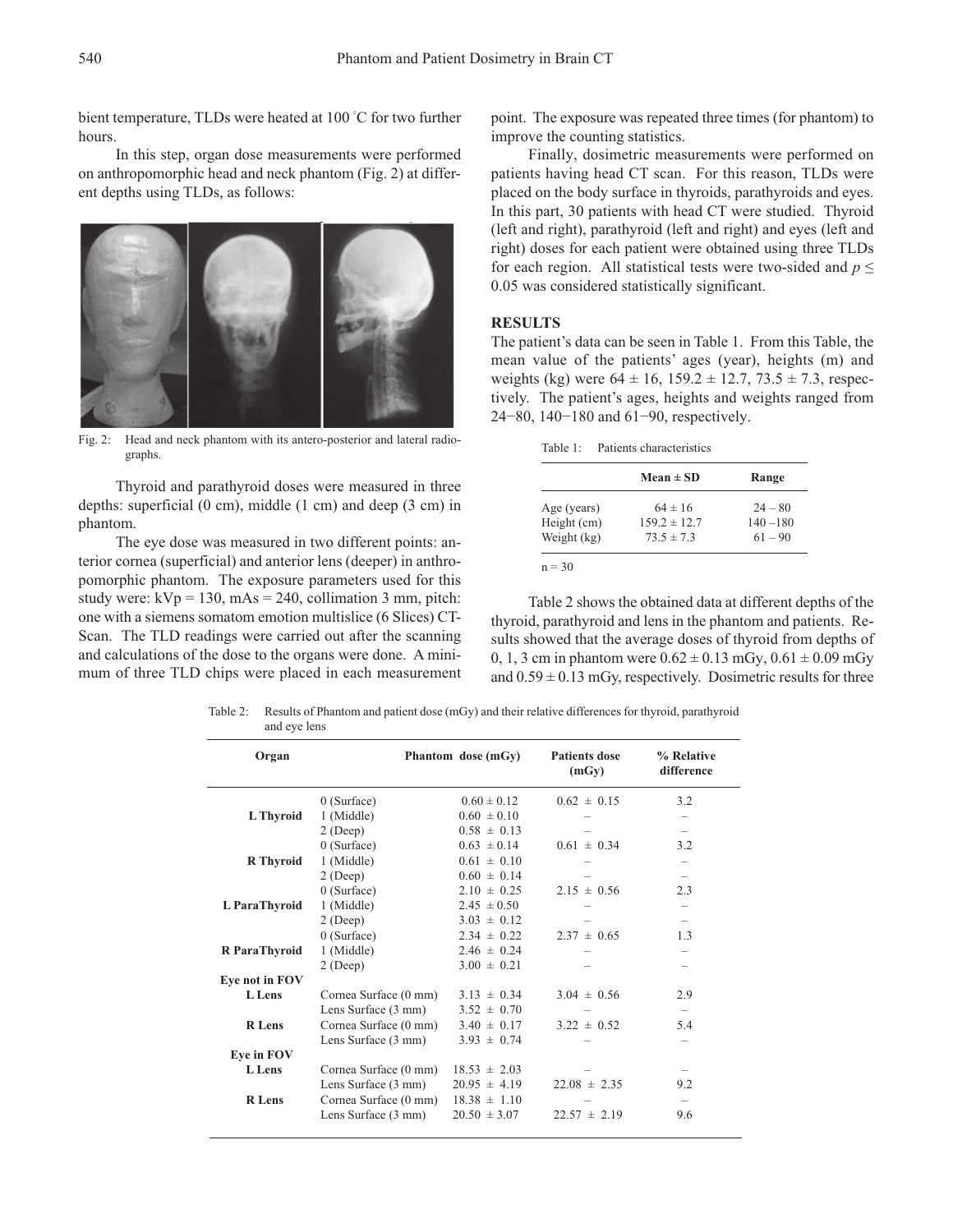bient temperature, TLDs were heated at 100 °C for two further hours.

In this step, organ dose measurements were performed on anthropomorphic head and neck phantom (Fig. 2) at different depths using TLDs, as follows:

Fig. 2: Head and neck phantom with its antero-posterior and lateral radiographs.

Thyroid and parathyroid doses were measured in three depths: superficial (0 cm), middle (1 cm) and deep (3 cm) in phantom.

The eye dose was measured in two different points: anterior cornea (superficial) and anterior lens (deeper) in anthropomorphic phantom. The exposure parameters used for this study were: kVp = 130, mAs = 240, collimation 3 mm, pitch: one with a siemens somatom emotion multislice (6 Slices) CT-Scan. The TLD readings were carried out after the scanning and calculations of the dose to the organs were done. A minimum of three TLD chips were placed in each measurement point. The exposure was repeated three times (for phantom) to improve the counting statistics.

Finally, dosimetric measurements were performed on patients having head CT scan. For this reason, TLDs were placed on the body surface in thyroids, parathyroids and eyes. In this part, 30 patients with head CT were studied. Thyroid (left and right), parathyroid (left and right) and eyes (left and right) doses for each patient were obtained using three TLDs for each region. All statistical tests were two-sided and $p \leq 0.05$ was considered statistically significant.

## RESULTS

The patient's data can be seen in Table 1. From this Table, the mean value of the patients' ages (year), heights (m) and weights (kg) were 64 ± 16, 159.2 ± 12.7, 73.5 ± 7.3, respectively. The patient's ages, heights and weights ranged from 24−80, 140−180 and 61−90, respectively.

Table 1: Patients characteristics

| | Mean ± SD | Range |
|---|---|---|
| Age (years) | 64 ± 16 | 24 – 80 |
| Height (cm) | 159.2 ± 12.7 | 140 –180 |
| Weight (kg) | 73.5 ± 7.3 | 61 – 90 |

n = 30

Table 2 shows the obtained data at different depths of the thyroid, parathyroid and lens in the phantom and patients. Results showed that the average doses of thyroid from depths of 0, 1, 3 cm in phantom were 0.62 ± 0.13 mGy, 0.61 ± 0.09 mGy and 0.59 ± 0.13 mGy, respectively. Dosimetric results for three

Table 2: Results of Phantom and patient dose (mGy) and their relative differences for thyroid, parathyroid and eye lens

| Organ | | Phantom dose (mGy) | Patients dose (mGy) | % Relative difference |
|---|---|---|---|---|
| | 0 (Surface) | 0.60 ± 0.12 | 0.62 ± 0.15 | 3.2 |
| **L Thyroid** | 1 (Middle) | 0.60 ± 0.10 | – | – |
| | 2 (Deep) | 0.58 ± 0.13 | – | – |
| | 0 (Surface) | 0.63 ± 0.14 | 0.61 ± 0.34 | 3.2 |
| **R Thyroid** | 1 (Middle) | 0.61 ± 0.10 | – | – |
| | 2 (Deep) | 0.60 ± 0.14 | – | – |
| | 0 (Surface) | 2.10 ± 0.25 | 2.15 ± 0.56 | 2.3 |
| **L ParaThyroid** | 1 (Middle) | 2.45 ± 0.50 | – | – |
| | 2 (Deep) | 3.03 ± 0.12 | – | – |
| | 0 (Surface) | 2.34 ± 0.22 | 2.37 ± 0.65 | 1.3 |
| **R ParaThyroid** | 1 (Middle) | 2.46 ± 0.24 | – | – |
| | 2 (Deep) | 3.00 ± 0.21 | – | – |
| **Eye not in FOV** | | | | |
| **L Lens** | Cornea Surface (0 mm) | 3.13 ± 0.34 | 3.04 ± 0.56 | 2.9 |
| | Lens Surface (3 mm) | 3.52 ± 0.70 | – | – |
| **R Lens** | Cornea Surface (0 mm) | 3.40 ± 0.17 | 3.22 ± 0.52 | 5.4 |
| | Lens Surface (3 mm) | 3.93 ± 0.74 | – | – |
| **Eye in FOV** | | | | |
| **L Lens** | Cornea Surface (0 mm) | 18.53 ± 2.03 | – | – |
| | Lens Surface (3 mm) | 20.95 ± 4.19 | 22.08 ± 2.35 | 9.2 |
| **R Lens** | Cornea Surface (0 mm) | 18.38 ± 1.10 | – | – |
| | Lens Surface (3 mm) | 20.50 ± 3.07 | 22.57 ± 2.19 | 9.6 |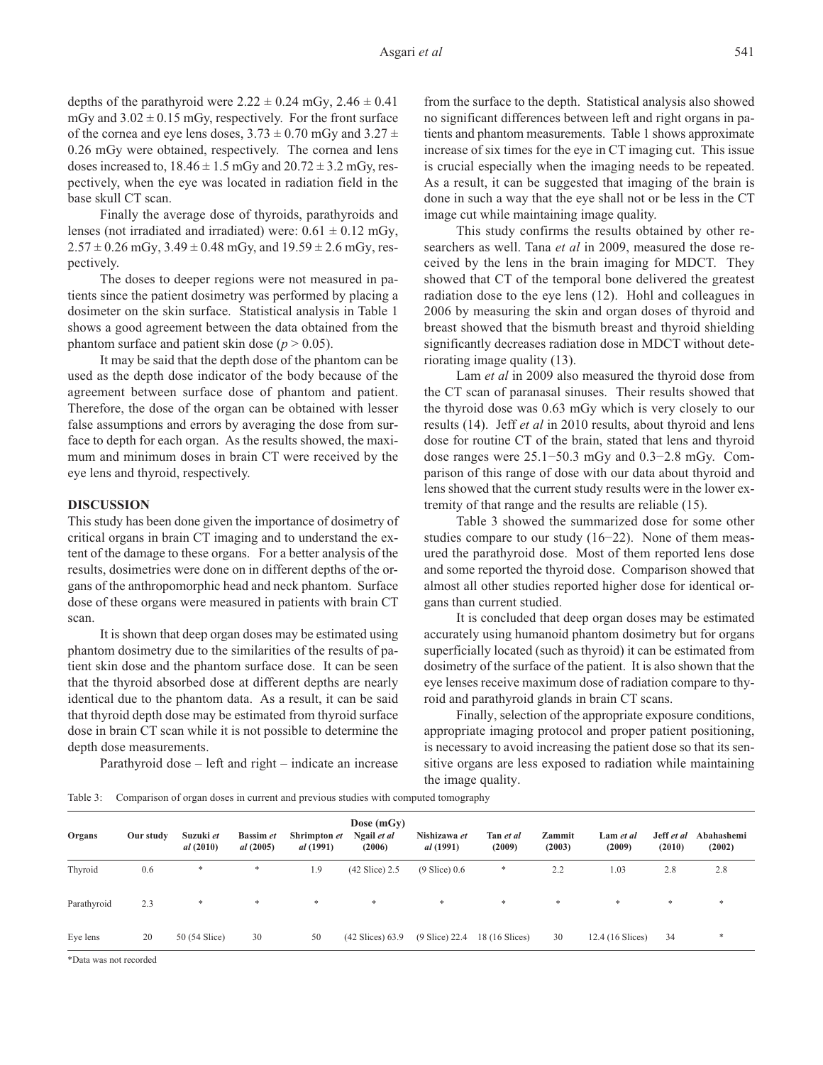depths of the parathyroid were $2.22 \pm 0.24$ mGy, $2.46 \pm 0.41$ mGy and $3.02 \pm 0.15$ mGy, respectively. For the front surface of the cornea and eye lens doses, $3.73 \pm 0.70$ mGy and $3.27 \pm 0.26$ mGy were obtained, respectively. The cornea and lens doses increased to, $18.46 \pm 1.5$ mGy and $20.72 \pm 3.2$ mGy, respectively, when the eye was located in radiation field in the base skull CT scan.

Finally the average dose of thyroids, parathyroids and lenses (not irradiated and irradiated) were: $0.61 \pm 0.12$ mGy, $2.57 \pm 0.26$ mGy, $3.49 \pm 0.48$ mGy, and $19.59 \pm 2.6$ mGy, respectively.

The doses to deeper regions were not measured in patients since the patient dosimetry was performed by placing a dosimeter on the skin surface. Statistical analysis in Table 1 shows a good agreement between the data obtained from the phantom surface and patient skin dose ($p > 0.05$).

It may be said that the depth dose of the phantom can be used as the depth dose indicator of the body because of the agreement between surface dose of phantom and patient. Therefore, the dose of the organ can be obtained with lesser false assumptions and errors by averaging the dose from surface to depth for each organ. As the results showed, the maximum and minimum doses in brain CT were received by the eye lens and thyroid, respectively.

## DISCUSSION

This study has been done given the importance of dosimetry of critical organs in brain CT imaging and to understand the extent of the damage to these organs. For a better analysis of the results, dosimetries were done on in different depths of the organs of the anthropomorphic head and neck phantom. Surface dose of these organs were measured in patients with brain CT scan.

It is shown that deep organ doses may be estimated using phantom dosimetry due to the similarities of the results of patient skin dose and the phantom surface dose. It can be seen that the thyroid absorbed dose at different depths are nearly identical due to the phantom data. As a result, it can be said that thyroid depth dose may be estimated from thyroid surface dose in brain CT scan while it is not possible to determine the depth dose measurements.

Parathyroid dose – left and right – indicate an increase from the surface to the depth. Statistical analysis also showed no significant differences between left and right organs in patients and phantom measurements. Table 1 shows approximate increase of six times for the eye in CT imaging cut. This issue is crucial especially when the imaging needs to be repeated. As a result, it can be suggested that imaging of the brain is done in such a way that the eye shall not or be less in the CT image cut while maintaining image quality.

This study confirms the results obtained by other researchers as well. Tana *et al* in 2009, measured the dose received by the lens in the brain imaging for MDCT. They showed that CT of the temporal bone delivered the greatest radiation dose to the eye lens (12). Hohl and colleagues in 2006 by measuring the skin and organ doses of thyroid and breast showed that the bismuth breast and thyroid shielding significantly decreases radiation dose in MDCT without deteriorating image quality (13).

Lam *et al* in 2009 also measured the thyroid dose from the CT scan of paranasal sinuses. Their results showed that the thyroid dose was 0.63 mGy which is very closely to our results (14). Jeff *et al* in 2010 results, about thyroid and lens dose for routine CT of the brain, stated that lens and thyroid dose ranges were 25.1−50.3 mGy and 0.3−2.8 mGy. Comparison of this range of dose with our data about thyroid and lens showed that the current study results were in the lower extremity of that range and the results are reliable (15).

Table 3 showed the summarized dose for some other studies compare to our study (16−22). None of them measured the parathyroid dose. Most of them reported lens dose and some reported the thyroid dose. Comparison showed that almost all other studies reported higher dose for identical organs than current studied.

It is concluded that deep organ doses may be estimated accurately using humanoid phantom dosimetry but for organs superficially located (such as thyroid) it can be estimated from dosimetry of the surface of the patient. It is also shown that the eye lenses receive maximum dose of radiation compare to thyroid and parathyroid glands in brain CT scans.

Finally, selection of the appropriate exposure conditions, appropriate imaging protocol and proper patient positioning, is necessary to avoid increasing the patient dose so that its sensitive organs are less exposed to radiation while maintaining the image quality.

Table 3: Comparison of organ doses in current and previous studies with computed tomography

| Organs | Dose (mGy) | | | | | | | | | | |
|---|---|---|---|---|---|---|---|---|---|---|---|
| | Our study | Suzuki *et al* (2010) | Bassim *et al* (2005) | Shrimpton *et al* (1991) | Ngail *et al* (2006) | Nishizawa *et al* (1991) | Tan *et al* (2009) | Zammit (2003) | Lam *et al* (2009) | Jeff *et al* (2010) | Abahashemi (2002) |
| Thyroid | 0.6 | * | * | 1.9 | (42 Slice) 2.5 | (9 Slice) 0.6 | * | 2.2 | 1.03 | 2.8 | 2.8 |
| Parathyroid | 2.3 | * | * | * | * | * | * | * | * | * | * |
| Eye lens | 20 | 50 (54 Slice) | 30 | 50 | (42 Slices) 63.9 | (9 Slice) 22.4 | 18 (16 Slices) | 30 | 12.4 (16 Slices) | 34 | * |

*Data was not recorded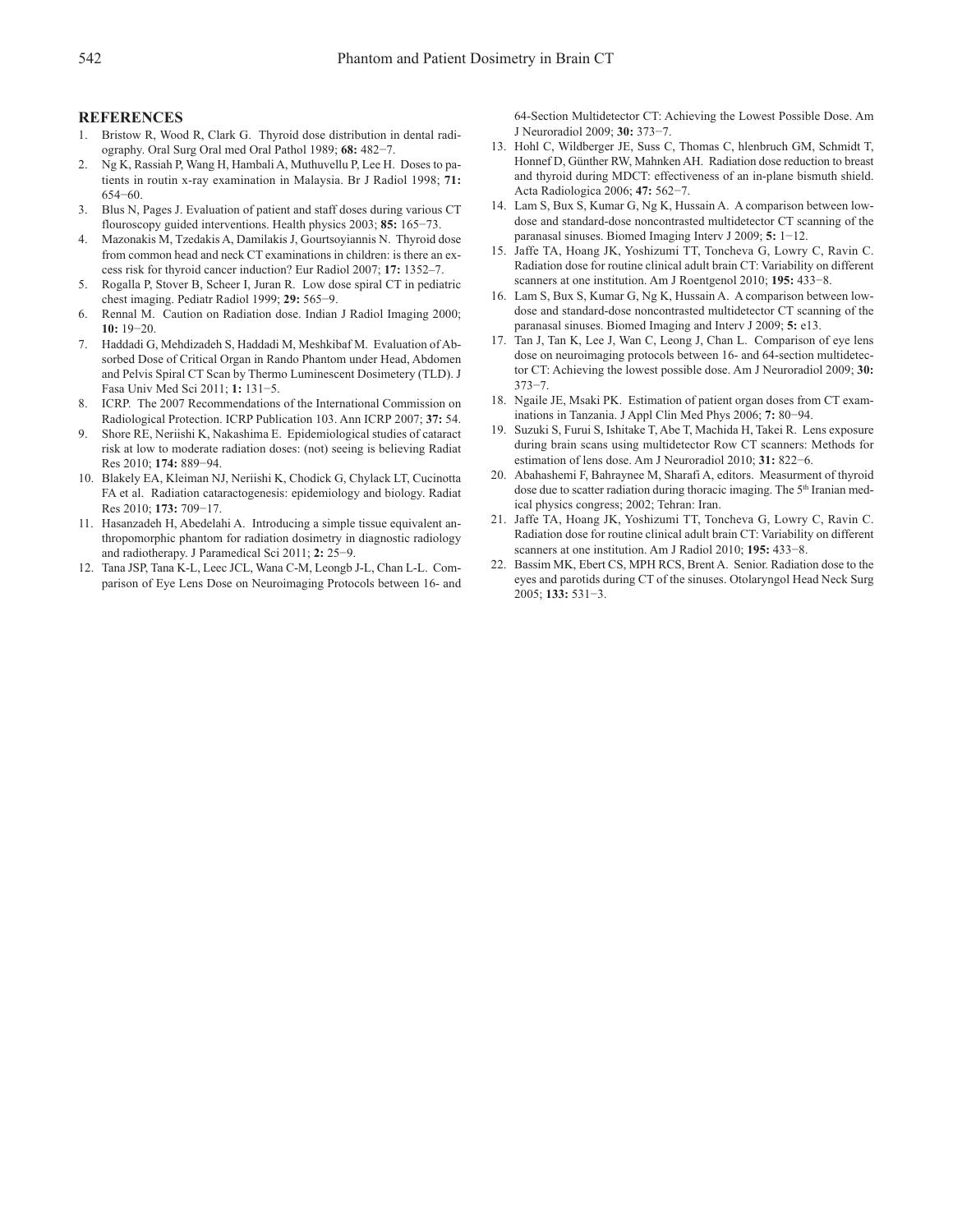## REFERENCES

1. Bristow R, Wood R, Clark G. Thyroid dose distribution in dental radiography. Oral Surg Oral med Oral Pathol 1989; **68:** 482−7.
2. Ng K, Rassiah P, Wang H, Hambali A, Muthuvellu P, Lee H. Doses to patients in routin x-ray examination in Malaysia. Br J Radiol 1998; **71:** 654−60.
3. Blus N, Pages J. Evaluation of patient and staff doses during various CT flouroscopy guided interventions. Health physics 2003; **85:** 165−73.
4. Mazonakis M, Tzedakis A, Damilakis J, Gourtsoyiannis N. Thyroid dose from common head and neck CT examinations in children: is there an excess risk for thyroid cancer induction? Eur Radiol 2007; **17:** 1352–7.
5. Rogalla P, Stover B, Scheer I, Juran R. Low dose spiral CT in pediatric chest imaging. Pediatr Radiol 1999; **29:** 565−9.
6. Rennal M. Caution on Radiation dose. Indian J Radiol Imaging 2000; **10:** 19−20.
7. Haddadi G, Mehdizadeh S, Haddadi M, Meshkibaf M. Evaluation of Absorbed Dose of Critical Organ in Rando Phantom under Head, Abdomen and Pelvis Spiral CT Scan by Thermo Luminescent Dosimetery (TLD). J Fasa Univ Med Sci 2011; **1:** 131−5.
8. ICRP. The 2007 Recommendations of the International Commission on Radiological Protection. ICRP Publication 103. Ann ICRP 2007; **37:** 54.
9. Shore RE, Neriishi K, Nakashima E. Epidemiological studies of cataract risk at low to moderate radiation doses: (not) seeing is believing Radiat Res 2010; **174:** 889−94.
10. Blakely EA, Kleiman NJ, Neriishi K, Chodick G, Chylack LT, Cucinotta FA et al. Radiation cataractogenesis: epidemiology and biology. Radiat Res 2010; **173:** 709−17.
11. Hasanzadeh H, Abedelahi A. Introducing a simple tissue equivalent anthropomorphic phantom for radiation dosimetry in diagnostic radiology and radiotherapy. J Paramedical Sci 2011; **2:** 25−9.
12. Tana JSP, Tana K-L, Leec JCL, Wana C-M, Leongb J-L, Chan L-L. Comparison of Eye Lens Dose on Neuroimaging Protocols between 16- and 64-Section Multidetector CT: Achieving the Lowest Possible Dose. Am J Neuroradiol 2009; **30:** 373−7.
13. Hohl C, Wildberger JE, Suss C, Thomas C, hlenbruch GM, Schmidt T, Honnef D, Günther RW, Mahnken AH. Radiation dose reduction to breast and thyroid during MDCT: effectiveness of an in-plane bismuth shield. Acta Radiologica 2006; **47:** 562−7.
14. Lam S, Bux S, Kumar G, Ng K, Hussain A. A comparison between low-dose and standard-dose noncontrasted multidetector CT scanning of the paranasal sinuses. Biomed Imaging Interv J 2009; **5:** 1−12.
15. Jaffe TA, Hoang JK, Yoshizumi TT, Toncheva G, Lowry C, Ravin C. Radiation dose for routine clinical adult brain CT: Variability on different scanners at one institution. Am J Roentgenol 2010; **195:** 433−8.
16. Lam S, Bux S, Kumar G, Ng K, Hussain A. A comparison between low-dose and standard-dose noncontrasted multidetector CT scanning of the paranasal sinuses. Biomed Imaging and Interv J 2009; **5:** e13.
17. Tan J, Tan K, Lee J, Wan C, Leong J, Chan L. Comparison of eye lens dose on neuroimaging protocols between 16- and 64-section multidetector CT: Achieving the lowest possible dose. Am J Neuroradiol 2009; **30:** 373−7.
18. Ngaile JE, Msaki PK. Estimation of patient organ doses from CT examinations in Tanzania. J Appl Clin Med Phys 2006; **7:** 80−94.
19. Suzuki S, Furui S, Ishitake T, Abe T, Machida H, Takei R. Lens exposure during brain scans using multidetector Row CT scanners: Methods for estimation of lens dose. Am J Neuroradiol 2010; **31:** 822−6.
20. Abahashemi F, Bahraynee M, Sharafi A, editors. Measurment of thyroid dose due to scatter radiation during thoracic imaging. The 5th Iranian medical physics congress; 2002; Tehran: Iran.
21. Jaffe TA, Hoang JK, Yoshizumi TT, Toncheva G, Lowry C, Ravin C. Radiation dose for routine clinical adult brain CT: Variability on different scanners at one institution. Am J Radiol 2010; **195:** 433−8.
22. Bassim MK, Ebert CS, MPH RCS, Brent A. Senior. Radiation dose to the eyes and parotids during CT of the sinuses. Otolaryngol Head Neck Surg 2005; **133:** 531−3.